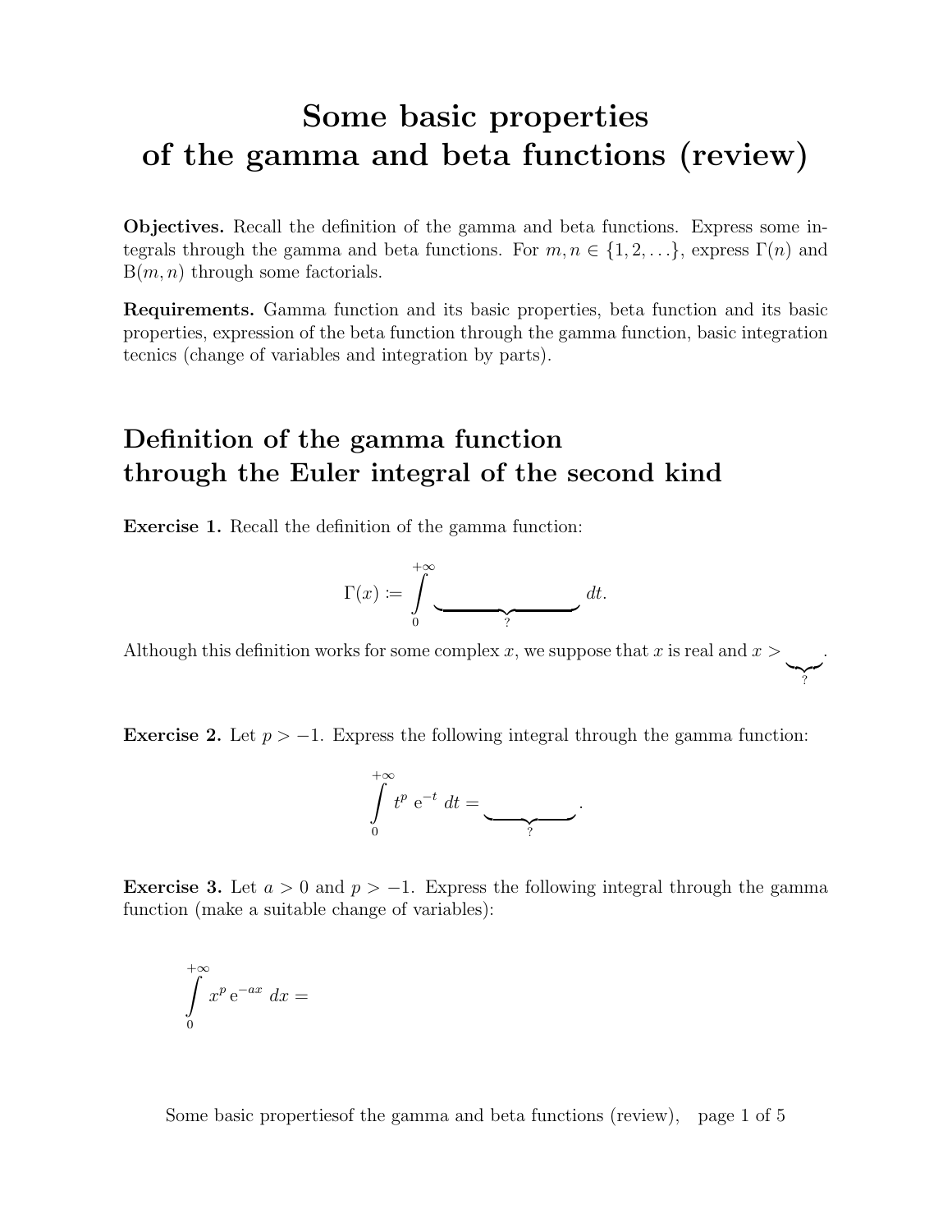# Some basic properties of the gamma and beta functions (review)

**Objectives.** Recall the definition of the gamma and beta functions. Express some integrals through the gamma and beta functions. For $m, n \in \{1, 2, \ldots\}$, express $\Gamma(n)$ and $\mathrm{B}(m, n)$ through some factorials.

**Requirements.** Gamma function and its basic properties, beta function and its basic properties, expression of the beta function through the gamma function, basic integration tecnics (change of variables and integration by parts).

## Definition of the gamma function through the Euler integral of the second kind

**Exercise 1.** Recall the definition of the gamma function:

$$\Gamma(x) \coloneqq \int_0^{+\infty} \underbrace{\qquad\qquad\qquad}_{?} \, dt.$$

Although this definition works for some complex $x$, we suppose that $x$ is real and $x > \underbrace{\quad}_{?}$.

**Exercise 2.** Let $p > -1$. Express the following integral through the gamma function:

$$\int_0^{+\infty} t^p \, \mathrm{e}^{-t} \, dt = \underbrace{\qquad\qquad}_{?}.$$

**Exercise 3.** Let $a > 0$ and $p > -1$. Express the following integral through the gamma function (make a suitable change of variables):

$$\int_0^{+\infty} x^p \, \mathrm{e}^{-ax} \, dx =$$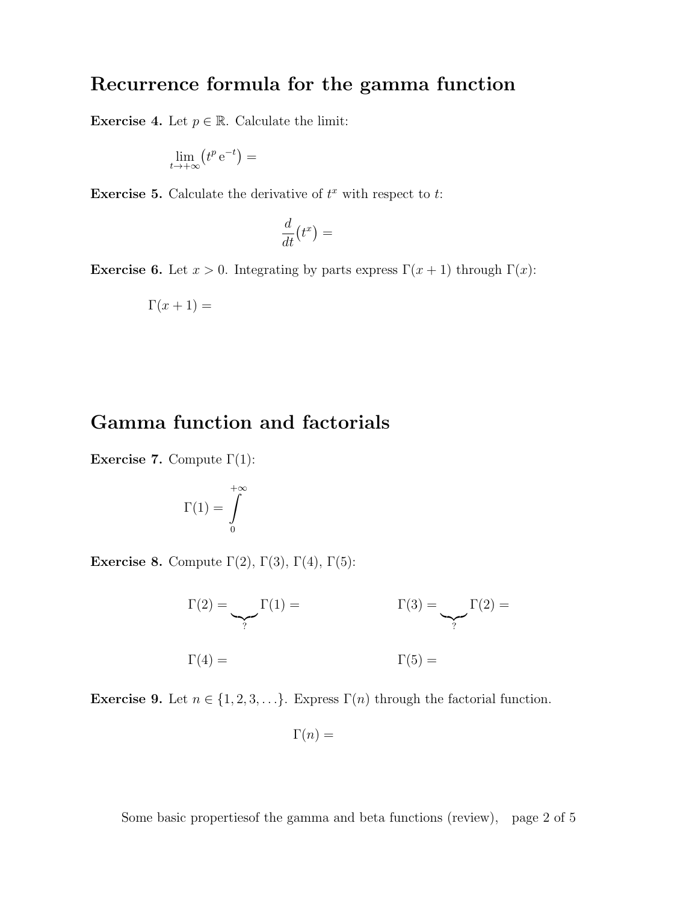## Recurrence formula for the gamma function

**Exercise 4.** Let $p \in \mathbb{R}$. Calculate the limit:

$$\lim_{t \to +\infty} \left( t^p \, \mathrm{e}^{-t} \right) =$$

**Exercise 5.** Calculate the derivative of $t^x$ with respect to $t$:

$$\frac{d}{dt}\left(t^x\right) =$$

**Exercise 6.** Let $x > 0$. Integrating by parts express $\Gamma(x+1)$ through $\Gamma(x)$:

$$\Gamma(x+1) =$$

## Gamma function and factorials

**Exercise 7.** Compute $\Gamma(1)$:

$$\Gamma(1) = \int_0^{+\infty}$$

**Exercise 8.** Compute $\Gamma(2)$, $\Gamma(3)$, $\Gamma(4)$, $\Gamma(5)$:

$$\Gamma(2) = \underbrace{\qquad}_{?} \Gamma(1) = \qquad\qquad \Gamma(3) = \underbrace{\qquad}_{?} \Gamma(2) =$$

$$\Gamma(4) = \qquad\qquad \Gamma(5) =$$

**Exercise 9.** Let $n \in \{1, 2, 3, \ldots\}$. Express $\Gamma(n)$ through the factorial function.

$$\Gamma(n) =$$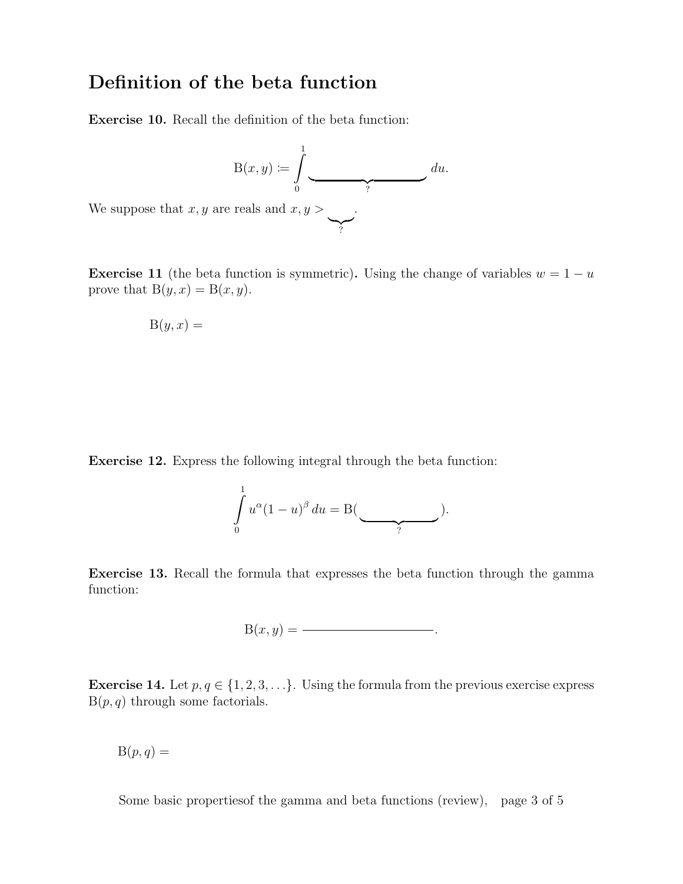## Definition of the beta function

**Exercise 10.** Recall the definition of the beta function:

$$\mathrm{B}(x,y) := \int_0^1 \underbrace{\hspace{3cm}}_{?} \, du.$$

We suppose that $x, y$ are reals and $x, y > \underbrace{\hspace{0.8cm}}_{?}$.

**Exercise 11** (the beta function is symmetric)**.** Using the change of variables $w = 1 - u$ prove that $\mathrm{B}(y,x) = \mathrm{B}(x,y)$.

$$\mathrm{B}(y,x) =$$

**Exercise 12.** Express the following integral through the beta function:

$$\int_0^1 u^\alpha (1-u)^\beta \, du = \mathrm{B}(\underbrace{\hspace{2cm}}_{?}).$$

**Exercise 13.** Recall the formula that expresses the beta function through the gamma function:

$$\mathrm{B}(x,y) = \rule{3cm}{0.4pt}.$$

**Exercise 14.** Let $p, q \in \{1, 2, 3, \ldots\}$. Using the formula from the previous exercise express $\mathrm{B}(p,q)$ through some factorials.

$$\mathrm{B}(p,q) =$$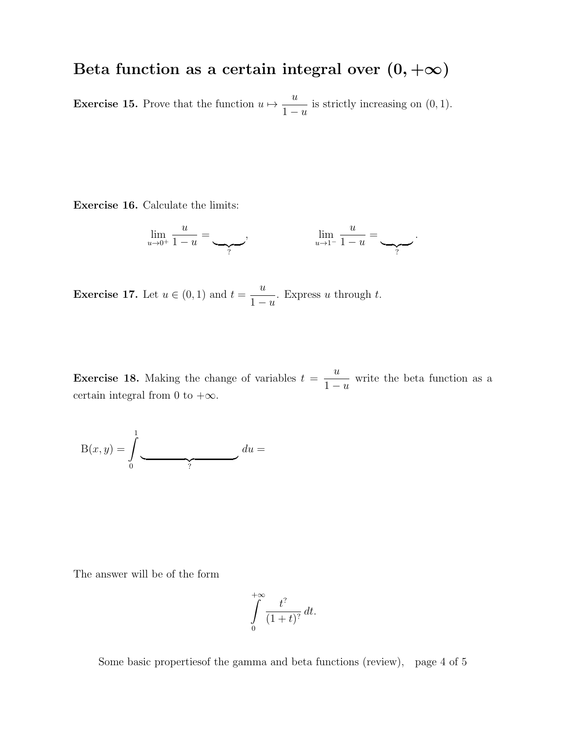# Beta function as a certain integral over $(0, +\infty)$

**Exercise 15.** Prove that the function $u \mapsto \dfrac{u}{1-u}$ is strictly increasing on $(0,1)$.

**Exercise 16.** Calculate the limits:

$$\lim_{u \to 0^+} \frac{u}{1-u} = \underbrace{\qquad}_{?}, \qquad\qquad \lim_{u \to 1^-} \frac{u}{1-u} = \underbrace{\qquad}_{?}.$$

**Exercise 17.** Let $u \in (0,1)$ and $t = \dfrac{u}{1-u}$. Express $u$ through $t$.

**Exercise 18.** Making the change of variables $t = \dfrac{u}{1-u}$ write the beta function as a certain integral from 0 to $+\infty$.

$$\mathrm{B}(x,y) = \int_0^1 \underbrace{\qquad\qquad\qquad}_{?} \, du =$$

The answer will be of the form

$$\int_0^{+\infty} \frac{t^?}{(1+t)^?} \, dt.$$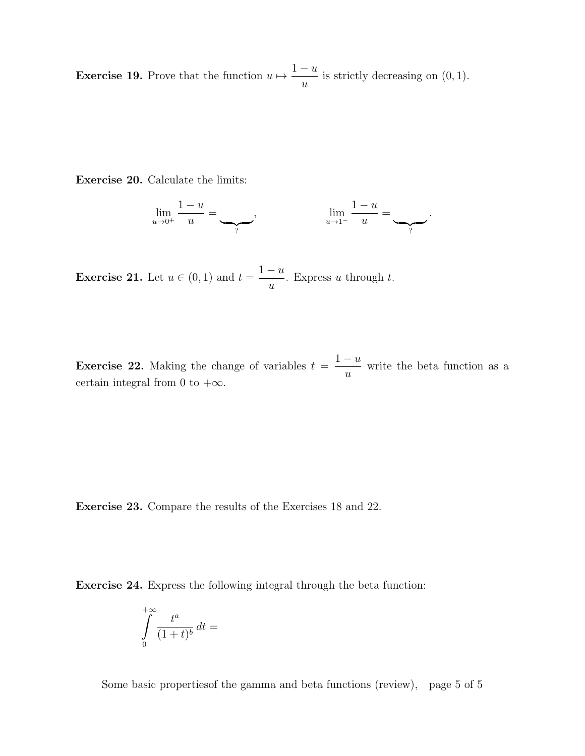**Exercise 19.** Prove that the function $u \mapsto \dfrac{1-u}{u}$ is strictly decreasing on $(0,1)$.

**Exercise 20.** Calculate the limits:

$$\lim_{u \to 0^+} \frac{1-u}{u} = \underbrace{\qquad}_{?}, \qquad\qquad \lim_{u \to 1^-} \frac{1-u}{u} = \underbrace{\qquad}_{?}.$$

**Exercise 21.** Let $u \in (0,1)$ and $t = \dfrac{1-u}{u}$. Express $u$ through $t$.

**Exercise 22.** Making the change of variables $t = \dfrac{1-u}{u}$ write the beta function as a certain integral from 0 to $+\infty$.

**Exercise 23.** Compare the results of the Exercises 18 and 22.

**Exercise 24.** Express the following integral through the beta function:

$$\int_0^{+\infty} \frac{t^a}{(1+t)^b}\, dt =$$